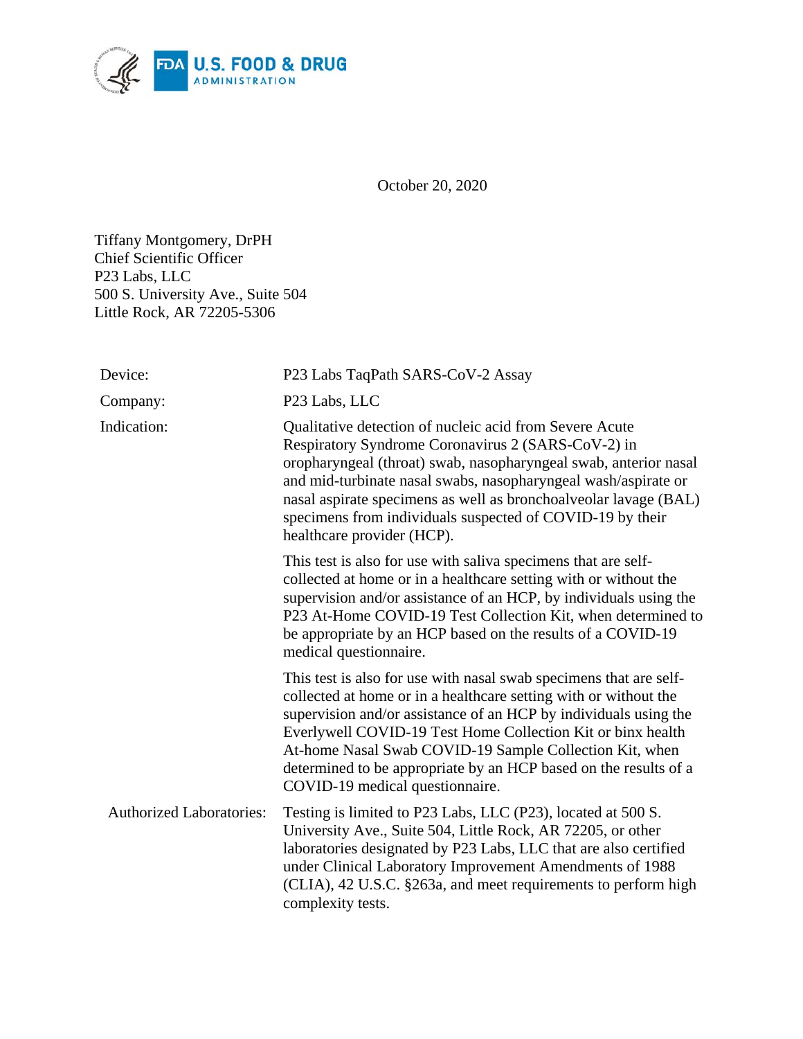October 20, 2020

Tiffany Montgomery, DrPH
Chief Scientific Officer
P23 Labs, LLC
500 S. University Ave., Suite 504
Little Rock, AR 72205-5306

| | |
|---|---|
| Device: | P23 Labs TaqPath SARS-CoV-2 Assay |
| Company: | P23 Labs, LLC |
| Indication: | Qualitative detection of nucleic acid from Severe Acute Respiratory Syndrome Coronavirus 2 (SARS-CoV-2) in oropharyngeal (throat) swab, nasopharyngeal swab, anterior nasal and mid-turbinate nasal swabs, nasopharyngeal wash/aspirate or nasal aspirate specimens as well as bronchoalveolar lavage (BAL) specimens from individuals suspected of COVID-19 by their healthcare provider (HCP).<br><br>This test is also for use with saliva specimens that are self-collected at home or in a healthcare setting with or without the supervision and/or assistance of an HCP, by individuals using the P23 At-Home COVID-19 Test Collection Kit, when determined to be appropriate by an HCP based on the results of a COVID-19 medical questionnaire.<br><br>This test is also for use with nasal swab specimens that are self-collected at home or in a healthcare setting with or without the supervision and/or assistance of an HCP by individuals using the Everlywell COVID-19 Test Home Collection Kit or binx health At-home Nasal Swab COVID-19 Sample Collection Kit, when determined to be appropriate by an HCP based on the results of a COVID-19 medical questionnaire. |
| Authorized Laboratories: | Testing is limited to P23 Labs, LLC (P23), located at 500 S. University Ave., Suite 504, Little Rock, AR 72205, or other laboratories designated by P23 Labs, LLC that are also certified under Clinical Laboratory Improvement Amendments of 1988 (CLIA), 42 U.S.C. §263a, and meet requirements to perform high complexity tests. |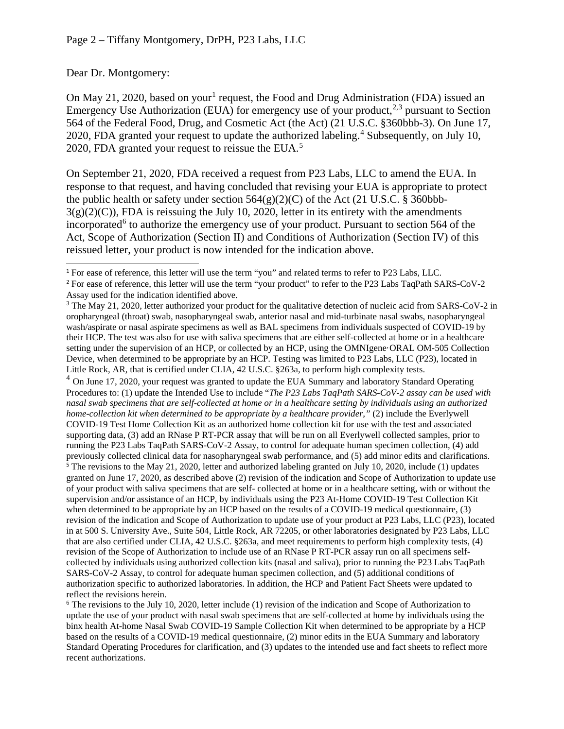Dear Dr. Montgomery:

On May 21, 2020, based on your[1] request, the Food and Drug Administration (FDA) issued an Emergency Use Authorization (EUA) for emergency use of your product,[2,3] pursuant to Section 564 of the Federal Food, Drug, and Cosmetic Act (the Act) (21 U.S.C. §360bbb-3). On June 17, 2020, FDA granted your request to update the authorized labeling.[4] Subsequently, on July 10, 2020, FDA granted your request to reissue the EUA.[5]

On September 21, 2020, FDA received a request from P23 Labs, LLC to amend the EUA. In response to that request, and having concluded that revising your EUA is appropriate to protect the public health or safety under section 564(g)(2)(C) of the Act (21 U.S.C. § 360bbb-3(g)(2)(C)), FDA is reissuing the July 10, 2020, letter in its entirety with the amendments incorporated[6] to authorize the emergency use of your product. Pursuant to section 564 of the Act, Scope of Authorization (Section II) and Conditions of Authorization (Section IV) of this reissued letter, your product is now intended for the indication above.

---

[1] For ease of reference, this letter will use the term "you" and related terms to refer to P23 Labs, LLC.

[2] For ease of reference, this letter will use the term "your product" to refer to the P23 Labs TaqPath SARS-CoV-2 Assay used for the indication identified above.

[3] The May 21, 2020, letter authorized your product for the qualitative detection of nucleic acid from SARS-CoV-2 in oropharyngeal (throat) swab, nasopharyngeal swab, anterior nasal and mid-turbinate nasal swabs, nasopharyngeal wash/aspirate or nasal aspirate specimens as well as BAL specimens from individuals suspected of COVID-19 by their HCP. The test was also for use with saliva specimens that are either self-collected at home or in a healthcare setting under the supervision of an HCP, or collected by an HCP, using the OMNIgene·ORAL OM-505 Collection Device, when determined to be appropriate by an HCP. Testing was limited to P23 Labs, LLC (P23), located in Little Rock, AR, that is certified under CLIA, 42 U.S.C. §263a, to perform high complexity tests.

[4] On June 17, 2020, your request was granted to update the EUA Summary and laboratory Standard Operating Procedures to: (1) update the Intended Use to include "*The P23 Labs TaqPath SARS-CoV-2 assay can be used with nasal swab specimens that are self-collected at home or in a healthcare setting by individuals using an authorized home-collection kit when determined to be appropriate by a healthcare provider,*" (2) include the Everlywell COVID-19 Test Home Collection Kit as an authorized home collection kit for use with the test and associated supporting data, (3) add an RNase P RT-PCR assay that will be run on all Everlywell collected samples, prior to running the P23 Labs TaqPath SARS-CoV-2 Assay, to control for adequate human specimen collection, (4) add previously collected clinical data for nasopharyngeal swab performance, and (5) add minor edits and clarifications.

[5] The revisions to the May 21, 2020, letter and authorized labeling granted on July 10, 2020, include (1) updates granted on June 17, 2020, as described above (2) revision of the indication and Scope of Authorization to update use of your product with saliva specimens that are self- collected at home or in a healthcare setting, with or without the supervision and/or assistance of an HCP, by individuals using the P23 At-Home COVID-19 Test Collection Kit when determined to be appropriate by an HCP based on the results of a COVID-19 medical questionnaire, (3) revision of the indication and Scope of Authorization to update use of your product at P23 Labs, LLC (P23), located in at 500 S. University Ave., Suite 504, Little Rock, AR 72205, or other laboratories designated by P23 Labs, LLC that are also certified under CLIA, 42 U.S.C. §263a, and meet requirements to perform high complexity tests, (4) revision of the Scope of Authorization to include use of an RNase P RT-PCR assay run on all specimens self-collected by individuals using authorized collection kits (nasal and saliva), prior to running the P23 Labs TaqPath SARS-CoV-2 Assay, to control for adequate human specimen collection, and (5) additional conditions of authorization specific to authorized laboratories. In addition, the HCP and Patient Fact Sheets were updated to reflect the revisions herein.

[6] The revisions to the July 10, 2020, letter include (1) revision of the indication and Scope of Authorization to update the use of your product with nasal swab specimens that are self-collected at home by individuals using the binx health At-home Nasal Swab COVID-19 Sample Collection Kit when determined to be appropriate by a HCP based on the results of a COVID-19 medical questionnaire, (2) minor edits in the EUA Summary and laboratory Standard Operating Procedures for clarification, and (3) updates to the intended use and fact sheets to reflect more recent authorizations.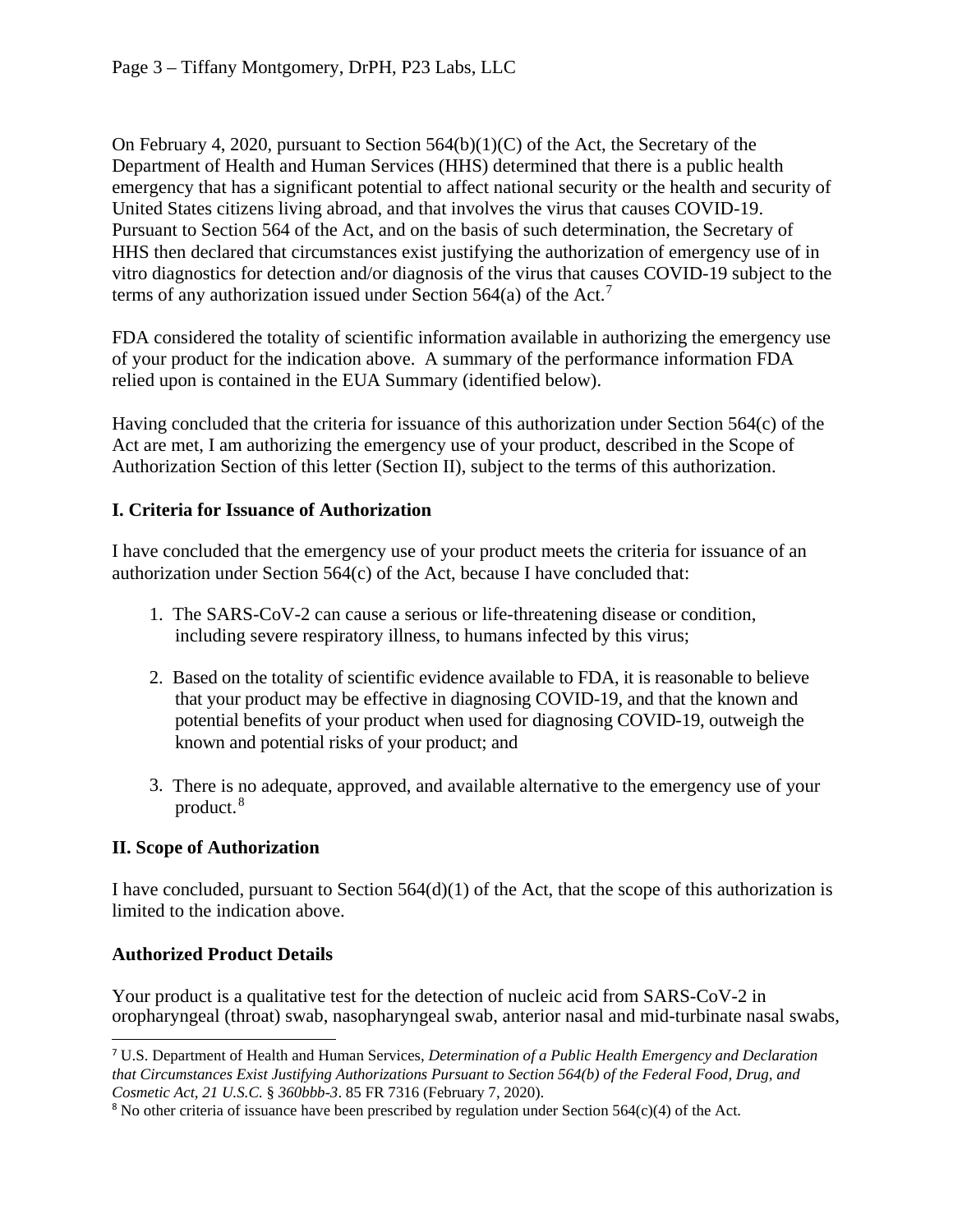On February 4, 2020, pursuant to Section 564(b)(1)(C) of the Act, the Secretary of the Department of Health and Human Services (HHS) determined that there is a public health emergency that has a significant potential to affect national security or the health and security of United States citizens living abroad, and that involves the virus that causes COVID-19. Pursuant to Section 564 of the Act, and on the basis of such determination, the Secretary of HHS then declared that circumstances exist justifying the authorization of emergency use of in vitro diagnostics for detection and/or diagnosis of the virus that causes COVID-19 subject to the terms of any authorization issued under Section 564(a) of the Act.[7]

FDA considered the totality of scientific information available in authorizing the emergency use of your product for the indication above. A summary of the performance information FDA relied upon is contained in the EUA Summary (identified below).

Having concluded that the criteria for issuance of this authorization under Section 564(c) of the Act are met, I am authorizing the emergency use of your product, described in the Scope of Authorization Section of this letter (Section II), subject to the terms of this authorization.

## I. Criteria for Issuance of Authorization

I have concluded that the emergency use of your product meets the criteria for issuance of an authorization under Section 564(c) of the Act, because I have concluded that:

1. The SARS-CoV-2 can cause a serious or life-threatening disease or condition, including severe respiratory illness, to humans infected by this virus;

2. Based on the totality of scientific evidence available to FDA, it is reasonable to believe that your product may be effective in diagnosing COVID-19, and that the known and potential benefits of your product when used for diagnosing COVID-19, outweigh the known and potential risks of your product; and

3. There is no adequate, approved, and available alternative to the emergency use of your product.[8]

## II. Scope of Authorization

I have concluded, pursuant to Section 564(d)(1) of the Act, that the scope of this authorization is limited to the indication above.

### Authorized Product Details

Your product is a qualitative test for the detection of nucleic acid from SARS-CoV-2 in oropharyngeal (throat) swab, nasopharyngeal swab, anterior nasal and mid-turbinate nasal swabs,

---

[7] U.S. Department of Health and Human Services, *Determination of a Public Health Emergency and Declaration that Circumstances Exist Justifying Authorizations Pursuant to Section 564(b) of the Federal Food, Drug, and Cosmetic Act, 21 U.S.C.* § *360bbb-3*. 85 FR 7316 (February 7, 2020).

[8] No other criteria of issuance have been prescribed by regulation under Section 564(c)(4) of the Act.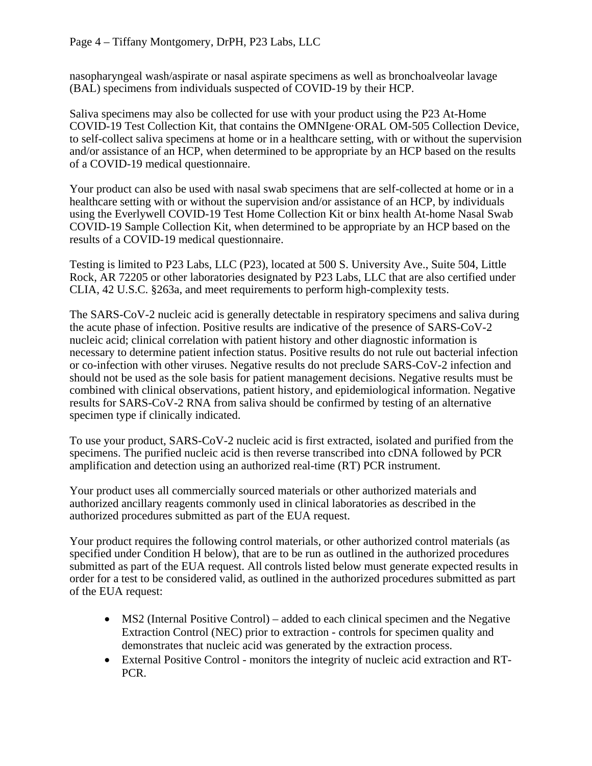nasopharyngeal wash/aspirate or nasal aspirate specimens as well as bronchoalveolar lavage (BAL) specimens from individuals suspected of COVID-19 by their HCP.

Saliva specimens may also be collected for use with your product using the P23 At-Home COVID-19 Test Collection Kit, that contains the OMNIgene·ORAL OM-505 Collection Device, to self-collect saliva specimens at home or in a healthcare setting, with or without the supervision and/or assistance of an HCP, when determined to be appropriate by an HCP based on the results of a COVID-19 medical questionnaire.

Your product can also be used with nasal swab specimens that are self-collected at home or in a healthcare setting with or without the supervision and/or assistance of an HCP, by individuals using the Everlywell COVID-19 Test Home Collection Kit or binx health At-home Nasal Swab COVID-19 Sample Collection Kit, when determined to be appropriate by an HCP based on the results of a COVID-19 medical questionnaire.

Testing is limited to P23 Labs, LLC (P23), located at 500 S. University Ave., Suite 504, Little Rock, AR 72205 or other laboratories designated by P23 Labs, LLC that are also certified under CLIA, 42 U.S.C. §263a, and meet requirements to perform high-complexity tests.

The SARS-CoV-2 nucleic acid is generally detectable in respiratory specimens and saliva during the acute phase of infection. Positive results are indicative of the presence of SARS-CoV-2 nucleic acid; clinical correlation with patient history and other diagnostic information is necessary to determine patient infection status. Positive results do not rule out bacterial infection or co-infection with other viruses. Negative results do not preclude SARS-CoV-2 infection and should not be used as the sole basis for patient management decisions. Negative results must be combined with clinical observations, patient history, and epidemiological information. Negative results for SARS-CoV-2 RNA from saliva should be confirmed by testing of an alternative specimen type if clinically indicated.

To use your product, SARS-CoV-2 nucleic acid is first extracted, isolated and purified from the specimens. The purified nucleic acid is then reverse transcribed into cDNA followed by PCR amplification and detection using an authorized real-time (RT) PCR instrument.

Your product uses all commercially sourced materials or other authorized materials and authorized ancillary reagents commonly used in clinical laboratories as described in the authorized procedures submitted as part of the EUA request.

Your product requires the following control materials, or other authorized control materials (as specified under Condition H below), that are to be run as outlined in the authorized procedures submitted as part of the EUA request. All controls listed below must generate expected results in order for a test to be considered valid, as outlined in the authorized procedures submitted as part of the EUA request:

- MS2 (Internal Positive Control) – added to each clinical specimen and the Negative Extraction Control (NEC) prior to extraction - controls for specimen quality and demonstrates that nucleic acid was generated by the extraction process.
- External Positive Control - monitors the integrity of nucleic acid extraction and RT-PCR.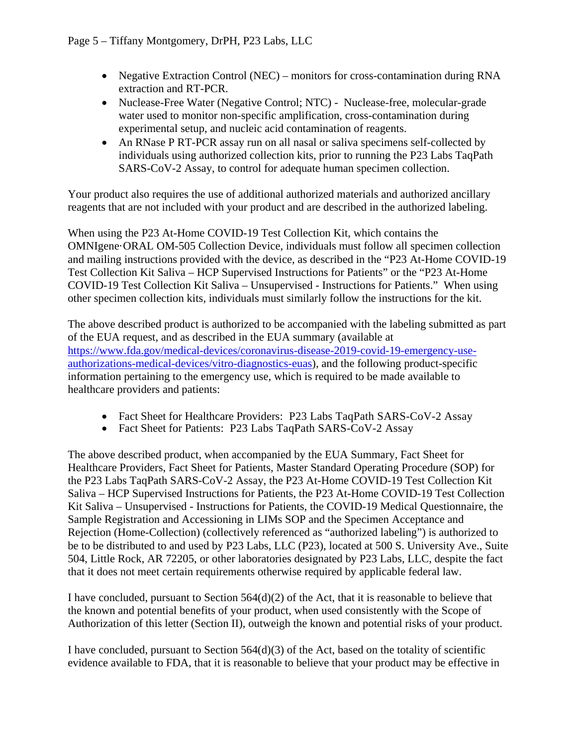- Negative Extraction Control (NEC) – monitors for cross-contamination during RNA extraction and RT-PCR.
- Nuclease-Free Water (Negative Control; NTC) - Nuclease-free, molecular-grade water used to monitor non-specific amplification, cross-contamination during experimental setup, and nucleic acid contamination of reagents.
- An RNase P RT-PCR assay run on all nasal or saliva specimens self-collected by individuals using authorized collection kits, prior to running the P23 Labs TaqPath SARS-CoV-2 Assay, to control for adequate human specimen collection.

Your product also requires the use of additional authorized materials and authorized ancillary reagents that are not included with your product and are described in the authorized labeling.

When using the P23 At-Home COVID-19 Test Collection Kit, which contains the OMNIgene·ORAL OM-505 Collection Device, individuals must follow all specimen collection and mailing instructions provided with the device, as described in the "P23 At-Home COVID-19 Test Collection Kit Saliva – HCP Supervised Instructions for Patients" or the "P23 At-Home COVID-19 Test Collection Kit Saliva – Unsupervised - Instructions for Patients." When using other specimen collection kits, individuals must similarly follow the instructions for the kit.

The above described product is authorized to be accompanied with the labeling submitted as part of the EUA request, and as described in the EUA summary (available at https://www.fda.gov/medical-devices/coronavirus-disease-2019-covid-19-emergency-use-authorizations-medical-devices/vitro-diagnostics-euas), and the following product-specific information pertaining to the emergency use, which is required to be made available to healthcare providers and patients:

- Fact Sheet for Healthcare Providers: P23 Labs TaqPath SARS-CoV-2 Assay
- Fact Sheet for Patients: P23 Labs TaqPath SARS-CoV-2 Assay

The above described product, when accompanied by the EUA Summary, Fact Sheet for Healthcare Providers, Fact Sheet for Patients, Master Standard Operating Procedure (SOP) for the P23 Labs TaqPath SARS-CoV-2 Assay, the P23 At-Home COVID-19 Test Collection Kit Saliva – HCP Supervised Instructions for Patients, the P23 At-Home COVID-19 Test Collection Kit Saliva – Unsupervised - Instructions for Patients, the COVID-19 Medical Questionnaire, the Sample Registration and Accessioning in LIMs SOP and the Specimen Acceptance and Rejection (Home-Collection) (collectively referenced as "authorized labeling") is authorized to be to be distributed to and used by P23 Labs, LLC (P23), located at 500 S. University Ave., Suite 504, Little Rock, AR 72205, or other laboratories designated by P23 Labs, LLC, despite the fact that it does not meet certain requirements otherwise required by applicable federal law.

I have concluded, pursuant to Section 564(d)(2) of the Act, that it is reasonable to believe that the known and potential benefits of your product, when used consistently with the Scope of Authorization of this letter (Section II), outweigh the known and potential risks of your product.

I have concluded, pursuant to Section 564(d)(3) of the Act, based on the totality of scientific evidence available to FDA, that it is reasonable to believe that your product may be effective in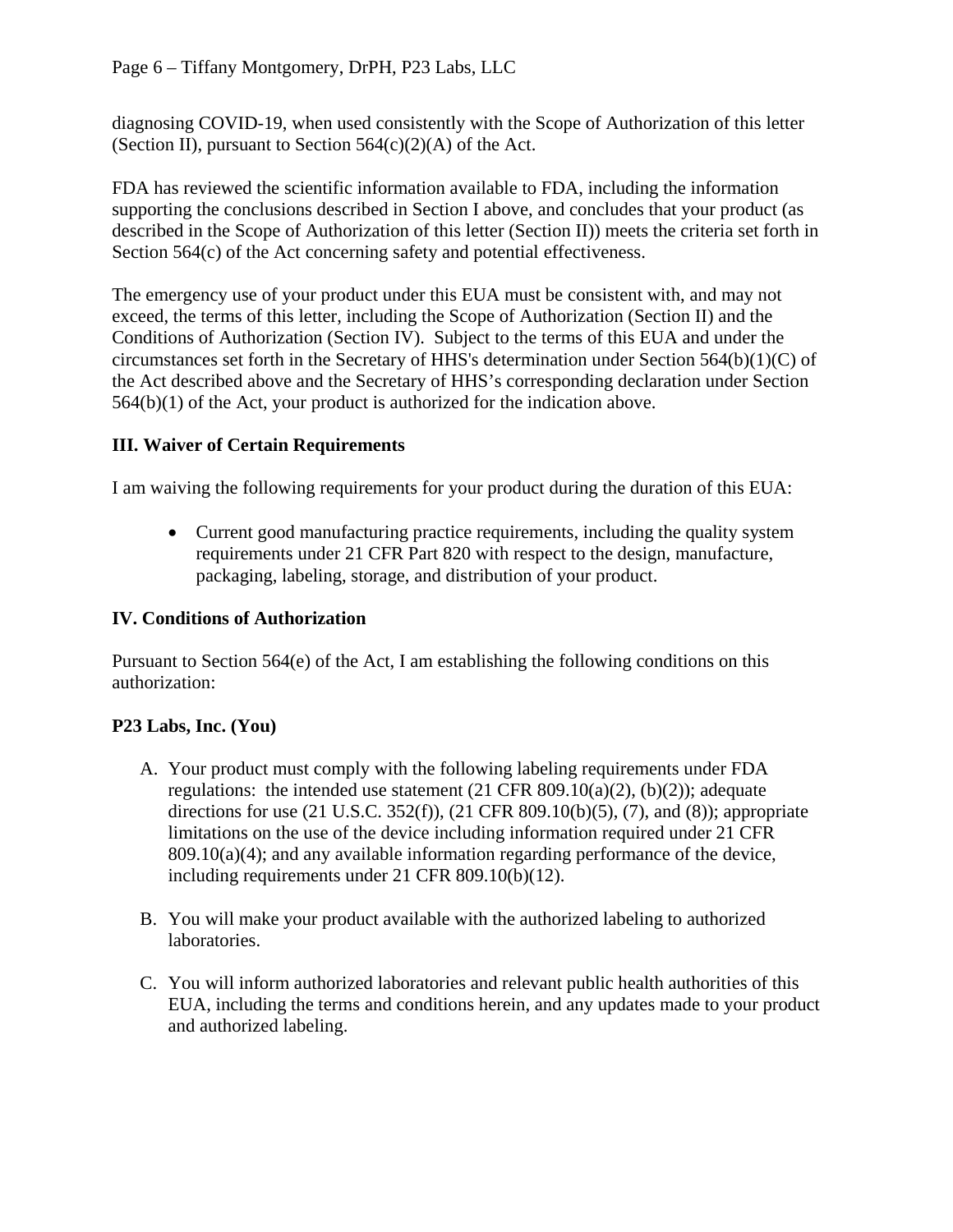diagnosing COVID-19, when used consistently with the Scope of Authorization of this letter (Section II), pursuant to Section 564(c)(2)(A) of the Act.

FDA has reviewed the scientific information available to FDA, including the information supporting the conclusions described in Section I above, and concludes that your product (as described in the Scope of Authorization of this letter (Section II)) meets the criteria set forth in Section 564(c) of the Act concerning safety and potential effectiveness.

The emergency use of your product under this EUA must be consistent with, and may not exceed, the terms of this letter, including the Scope of Authorization (Section II) and the Conditions of Authorization (Section IV). Subject to the terms of this EUA and under the circumstances set forth in the Secretary of HHS's determination under Section 564(b)(1)(C) of the Act described above and the Secretary of HHS's corresponding declaration under Section 564(b)(1) of the Act, your product is authorized for the indication above.

## III. Waiver of Certain Requirements

I am waiving the following requirements for your product during the duration of this EUA:

- Current good manufacturing practice requirements, including the quality system requirements under 21 CFR Part 820 with respect to the design, manufacture, packaging, labeling, storage, and distribution of your product.

## IV. Conditions of Authorization

Pursuant to Section 564(e) of the Act, I am establishing the following conditions on this authorization:

**P23 Labs, Inc. (You)**

A. Your product must comply with the following labeling requirements under FDA regulations: the intended use statement (21 CFR 809.10(a)(2), (b)(2)); adequate directions for use (21 U.S.C. 352(f)), (21 CFR 809.10(b)(5), (7), and (8)); appropriate limitations on the use of the device including information required under 21 CFR 809.10(a)(4); and any available information regarding performance of the device, including requirements under 21 CFR 809.10(b)(12).

B. You will make your product available with the authorized labeling to authorized laboratories.

C. You will inform authorized laboratories and relevant public health authorities of this EUA, including the terms and conditions herein, and any updates made to your product and authorized labeling.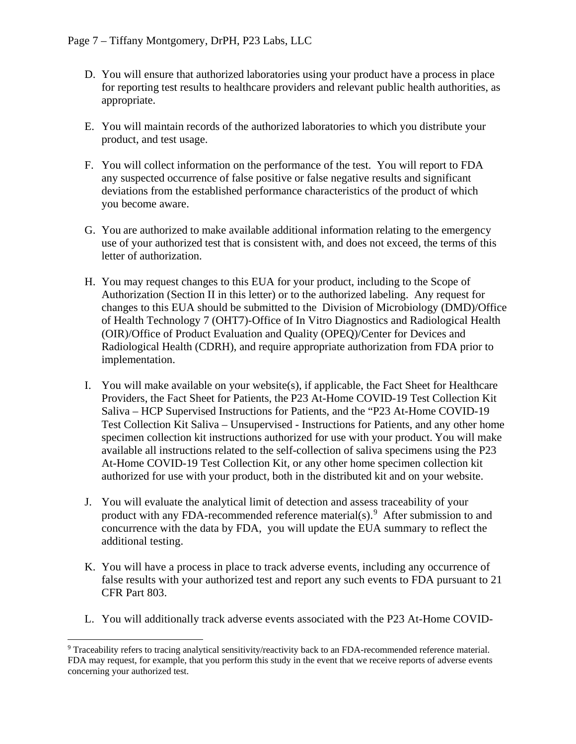D. You will ensure that authorized laboratories using your product have a process in place for reporting test results to healthcare providers and relevant public health authorities, as appropriate.

E. You will maintain records of the authorized laboratories to which you distribute your product, and test usage.

F. You will collect information on the performance of the test. You will report to FDA any suspected occurrence of false positive or false negative results and significant deviations from the established performance characteristics of the product of which you become aware.

G. You are authorized to make available additional information relating to the emergency use of your authorized test that is consistent with, and does not exceed, the terms of this letter of authorization.

H. You may request changes to this EUA for your product, including to the Scope of Authorization (Section II in this letter) or to the authorized labeling. Any request for changes to this EUA should be submitted to the Division of Microbiology (DMD)/Office of Health Technology 7 (OHT7)-Office of In Vitro Diagnostics and Radiological Health (OIR)/Office of Product Evaluation and Quality (OPEQ)/Center for Devices and Radiological Health (CDRH), and require appropriate authorization from FDA prior to implementation.

I. You will make available on your website(s), if applicable, the Fact Sheet for Healthcare Providers, the Fact Sheet for Patients, the P23 At-Home COVID-19 Test Collection Kit Saliva – HCP Supervised Instructions for Patients, and the "P23 At-Home COVID-19 Test Collection Kit Saliva – Unsupervised - Instructions for Patients, and any other home specimen collection kit instructions authorized for use with your product. You will make available all instructions related to the self-collection of saliva specimens using the P23 At-Home COVID-19 Test Collection Kit, or any other home specimen collection kit authorized for use with your product, both in the distributed kit and on your website.

J. You will evaluate the analytical limit of detection and assess traceability of your product with any FDA-recommended reference material(s).[9] After submission to and concurrence with the data by FDA, you will update the EUA summary to reflect the additional testing.

K. You will have a process in place to track adverse events, including any occurrence of false results with your authorized test and report any such events to FDA pursuant to 21 CFR Part 803.

L. You will additionally track adverse events associated with the P23 At-Home COVID-

[9] Traceability refers to tracing analytical sensitivity/reactivity back to an FDA-recommended reference material. FDA may request, for example, that you perform this study in the event that we receive reports of adverse events concerning your authorized test.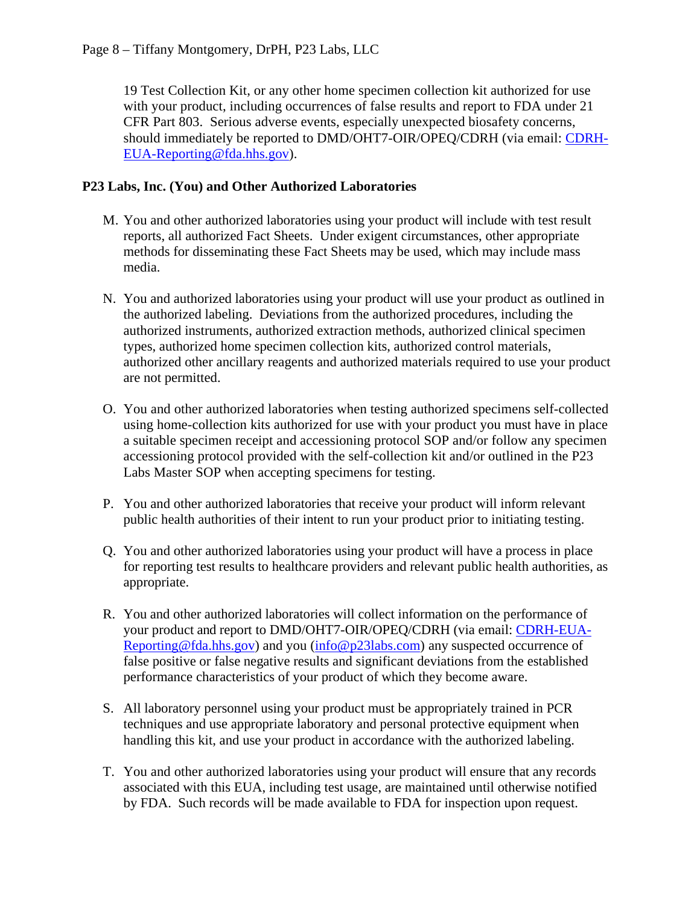19 Test Collection Kit, or any other home specimen collection kit authorized for use with your product, including occurrences of false results and report to FDA under 21 CFR Part 803. Serious adverse events, especially unexpected biosafety concerns, should immediately be reported to DMD/OHT7-OIR/OPEQ/CDRH (via email: CDRH-EUA-Reporting@fda.hhs.gov).

**P23 Labs, Inc. (You) and Other Authorized Laboratories**

M. You and other authorized laboratories using your product will include with test result reports, all authorized Fact Sheets. Under exigent circumstances, other appropriate methods for disseminating these Fact Sheets may be used, which may include mass media.

N. You and authorized laboratories using your product will use your product as outlined in the authorized labeling. Deviations from the authorized procedures, including the authorized instruments, authorized extraction methods, authorized clinical specimen types, authorized home specimen collection kits, authorized control materials, authorized other ancillary reagents and authorized materials required to use your product are not permitted.

O. You and other authorized laboratories when testing authorized specimens self-collected using home-collection kits authorized for use with your product you must have in place a suitable specimen receipt and accessioning protocol SOP and/or follow any specimen accessioning protocol provided with the self-collection kit and/or outlined in the P23 Labs Master SOP when accepting specimens for testing.

P. You and other authorized laboratories that receive your product will inform relevant public health authorities of their intent to run your product prior to initiating testing.

Q. You and other authorized laboratories using your product will have a process in place for reporting test results to healthcare providers and relevant public health authorities, as appropriate.

R. You and other authorized laboratories will collect information on the performance of your product and report to DMD/OHT7-OIR/OPEQ/CDRH (via email: CDRH-EUA-Reporting@fda.hhs.gov) and you (info@p23labs.com) any suspected occurrence of false positive or false negative results and significant deviations from the established performance characteristics of your product of which they become aware.

S. All laboratory personnel using your product must be appropriately trained in PCR techniques and use appropriate laboratory and personal protective equipment when handling this kit, and use your product in accordance with the authorized labeling.

T. You and other authorized laboratories using your product will ensure that any records associated with this EUA, including test usage, are maintained until otherwise notified by FDA. Such records will be made available to FDA for inspection upon request.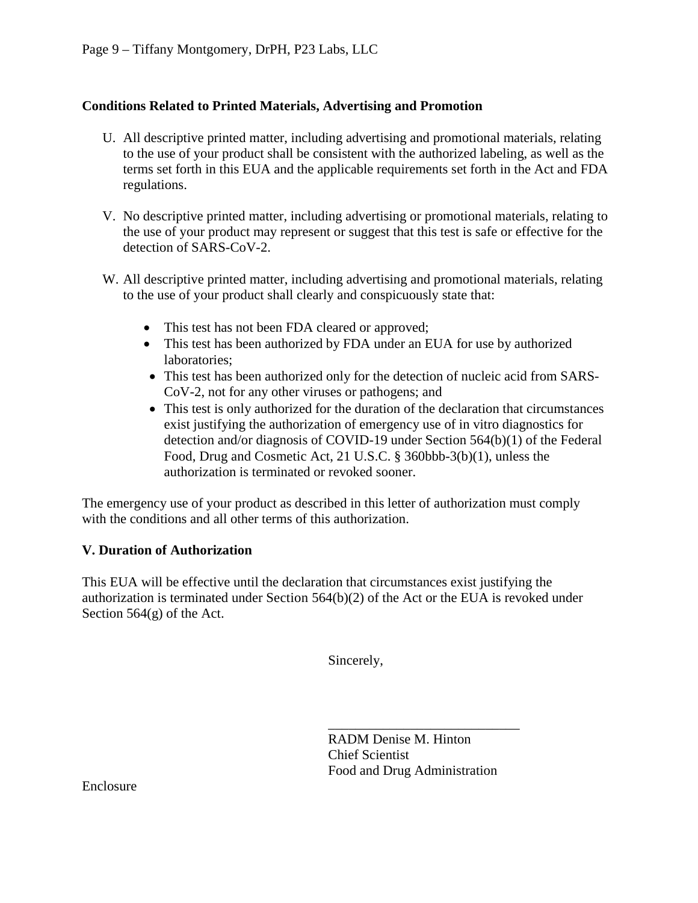**Conditions Related to Printed Materials, Advertising and Promotion**

U. All descriptive printed matter, including advertising and promotional materials, relating to the use of your product shall be consistent with the authorized labeling, as well as the terms set forth in this EUA and the applicable requirements set forth in the Act and FDA regulations.

V. No descriptive printed matter, including advertising or promotional materials, relating to the use of your product may represent or suggest that this test is safe or effective for the detection of SARS-CoV-2.

W. All descriptive printed matter, including advertising and promotional materials, relating to the use of your product shall clearly and conspicuously state that:

- This test has not been FDA cleared or approved;
- This test has been authorized by FDA under an EUA for use by authorized laboratories;
- This test has been authorized only for the detection of nucleic acid from SARS-CoV-2, not for any other viruses or pathogens; and
- This test is only authorized for the duration of the declaration that circumstances exist justifying the authorization of emergency use of in vitro diagnostics for detection and/or diagnosis of COVID-19 under Section 564(b)(1) of the Federal Food, Drug and Cosmetic Act, 21 U.S.C. § 360bbb-3(b)(1), unless the authorization is terminated or revoked sooner.

The emergency use of your product as described in this letter of authorization must comply with the conditions and all other terms of this authorization.

**V. Duration of Authorization**

This EUA will be effective until the declaration that circumstances exist justifying the authorization is terminated under Section 564(b)(2) of the Act or the EUA is revoked under Section 564(g) of the Act.

Sincerely,

\_\_\_\_\_\_\_\_\_\_\_\_\_\_\_\_\_\_\_\_\_\_\_\_\_\_\_\_\_\_

RADM Denise M. Hinton
Chief Scientist
Food and Drug Administration

Enclosure